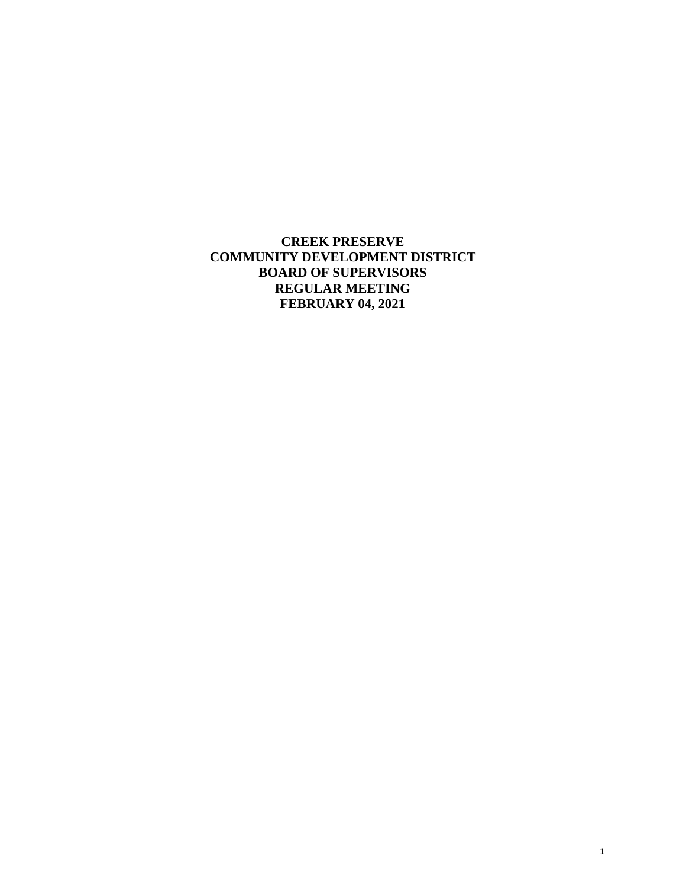**CREEK PRESERVE**
**COMMUNITY DEVELOPMENT DISTRICT**
**BOARD OF SUPERVISORS**
**REGULAR MEETING**
**FEBRUARY 04, 2021**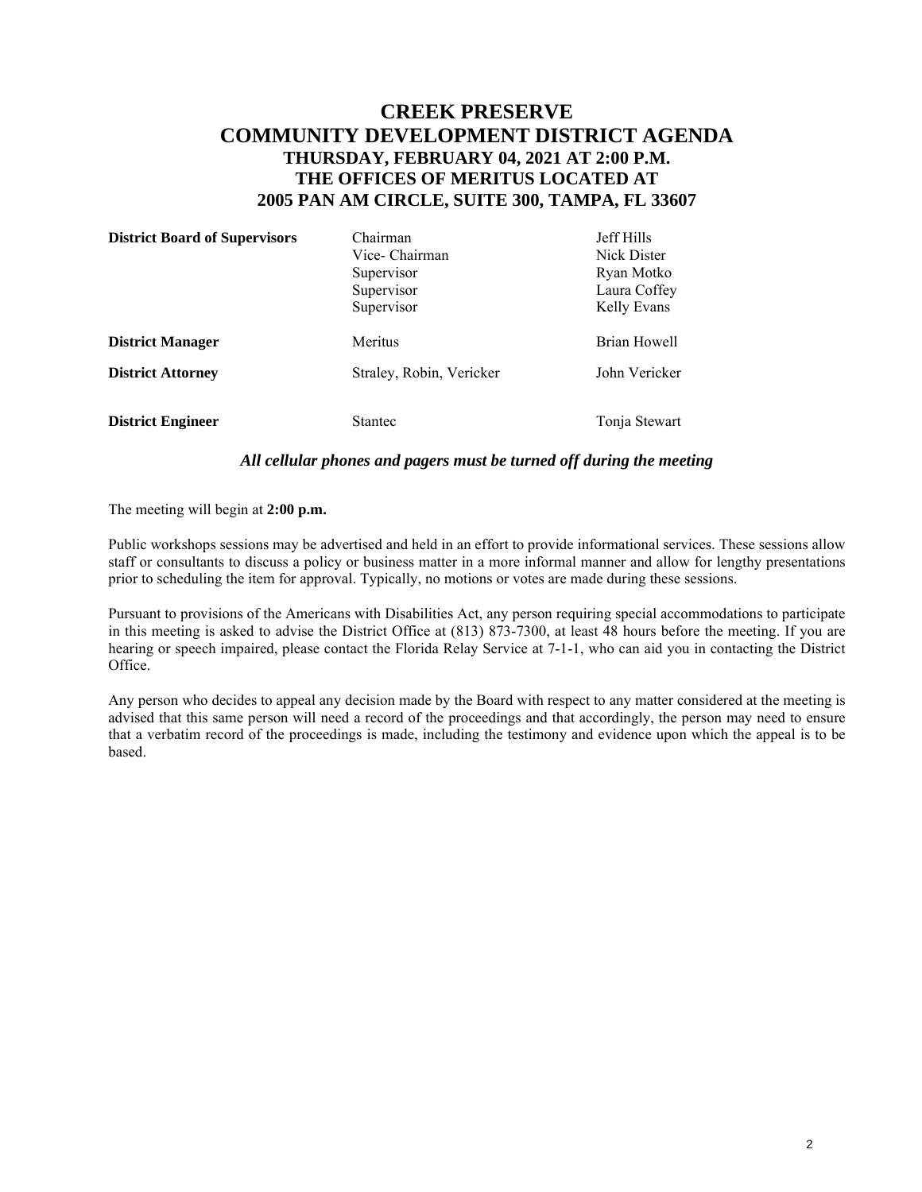# CREEK PRESERVE
# COMMUNITY DEVELOPMENT DISTRICT AGENDA
### THURSDAY, FEBRUARY 04, 2021 AT 2:00 P.M.
### THE OFFICES OF MERITUS LOCATED AT
### 2005 PAN AM CIRCLE, SUITE 300, TAMPA, FL 33607

| | | |
|---|---|---|
| **District Board of Supervisors** | Chairman | Jeff Hills |
| | Vice- Chairman | Nick Dister |
| | Supervisor | Ryan Motko |
| | Supervisor | Laura Coffey |
| | Supervisor | Kelly Evans |
| **District Manager** | Meritus | Brian Howell |
| **District Attorney** | Straley, Robin, Vericker | John Vericker |
| **District Engineer** | Stantec | Tonja Stewart |

***All cellular phones and pagers must be turned off during the meeting***

The meeting will begin at **2:00 p.m.**

Public workshops sessions may be advertised and held in an effort to provide informational services. These sessions allow staff or consultants to discuss a policy or business matter in a more informal manner and allow for lengthy presentations prior to scheduling the item for approval. Typically, no motions or votes are made during these sessions.

Pursuant to provisions of the Americans with Disabilities Act, any person requiring special accommodations to participate in this meeting is asked to advise the District Office at (813) 873-7300, at least 48 hours before the meeting. If you are hearing or speech impaired, please contact the Florida Relay Service at 7-1-1, who can aid you in contacting the District Office.

Any person who decides to appeal any decision made by the Board with respect to any matter considered at the meeting is advised that this same person will need a record of the proceedings and that accordingly, the person may need to ensure that a verbatim record of the proceedings is made, including the testimony and evidence upon which the appeal is to be based.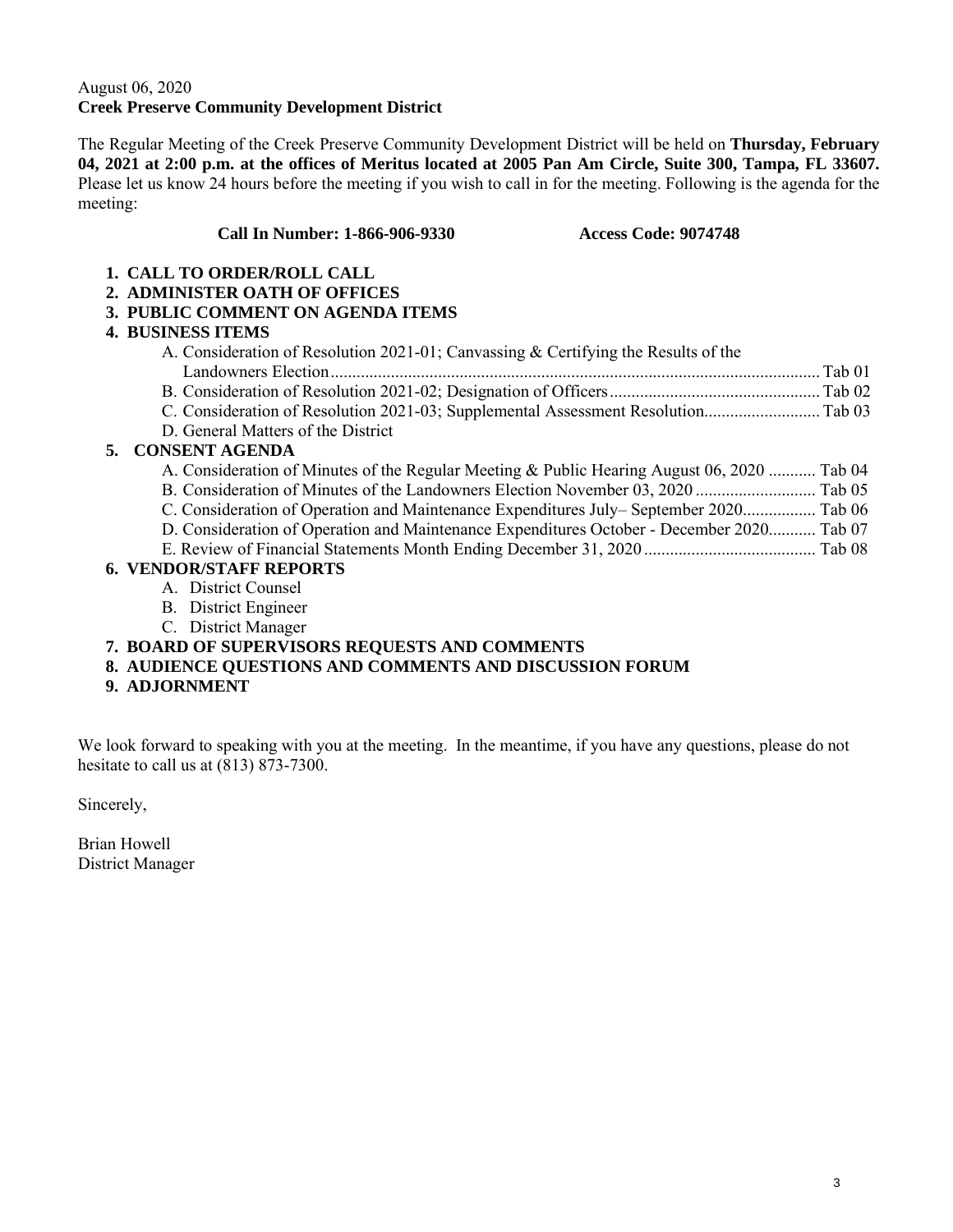August 06, 2020
**Creek Preserve Community Development District**

The Regular Meeting of the Creek Preserve Community Development District will be held on **Thursday, February 04, 2021 at 2:00 p.m. at the offices of Meritus located at 2005 Pan Am Circle, Suite 300, Tampa, FL 33607.** Please let us know 24 hours before the meeting if you wish to call in for the meeting. Following is the agenda for the meeting:

**Call In Number: 1-866-906-9330** **Access Code: 9074748**

1. **CALL TO ORDER/ROLL CALL**
2. **ADMINISTER OATH OF OFFICES**
3. **PUBLIC COMMENT ON AGENDA ITEMS**
4. **BUSINESS ITEMS**
   - A. Consideration of Resolution 2021-01; Canvassing & Certifying the Results of the Landowners Election ........ Tab 01
   - B. Consideration of Resolution 2021-02; Designation of Officers ........ Tab 02
   - C. Consideration of Resolution 2021-03; Supplemental Assessment Resolution ........ Tab 03
   - D. General Matters of the District
5. **CONSENT AGENDA**
   - A. Consideration of Minutes of the Regular Meeting & Public Hearing August 06, 2020 ........ Tab 04
   - B. Consideration of Minutes of the Landowners Election November 03, 2020 ........ Tab 05
   - C. Consideration of Operation and Maintenance Expenditures July– September 2020 ........ Tab 06
   - D. Consideration of Operation and Maintenance Expenditures October - December 2020 ........ Tab 07
   - E. Review of Financial Statements Month Ending December 31, 2020 ........ Tab 08
6. **VENDOR/STAFF REPORTS**
   - A. District Counsel
   - B. District Engineer
   - C. District Manager
7. **BOARD OF SUPERVISORS REQUESTS AND COMMENTS**
8. **AUDIENCE QUESTIONS AND COMMENTS AND DISCUSSION FORUM**
9. **ADJORNMENT**

We look forward to speaking with you at the meeting. In the meantime, if you have any questions, please do not hesitate to call us at (813) 873-7300.

Sincerely,

Brian Howell
District Manager